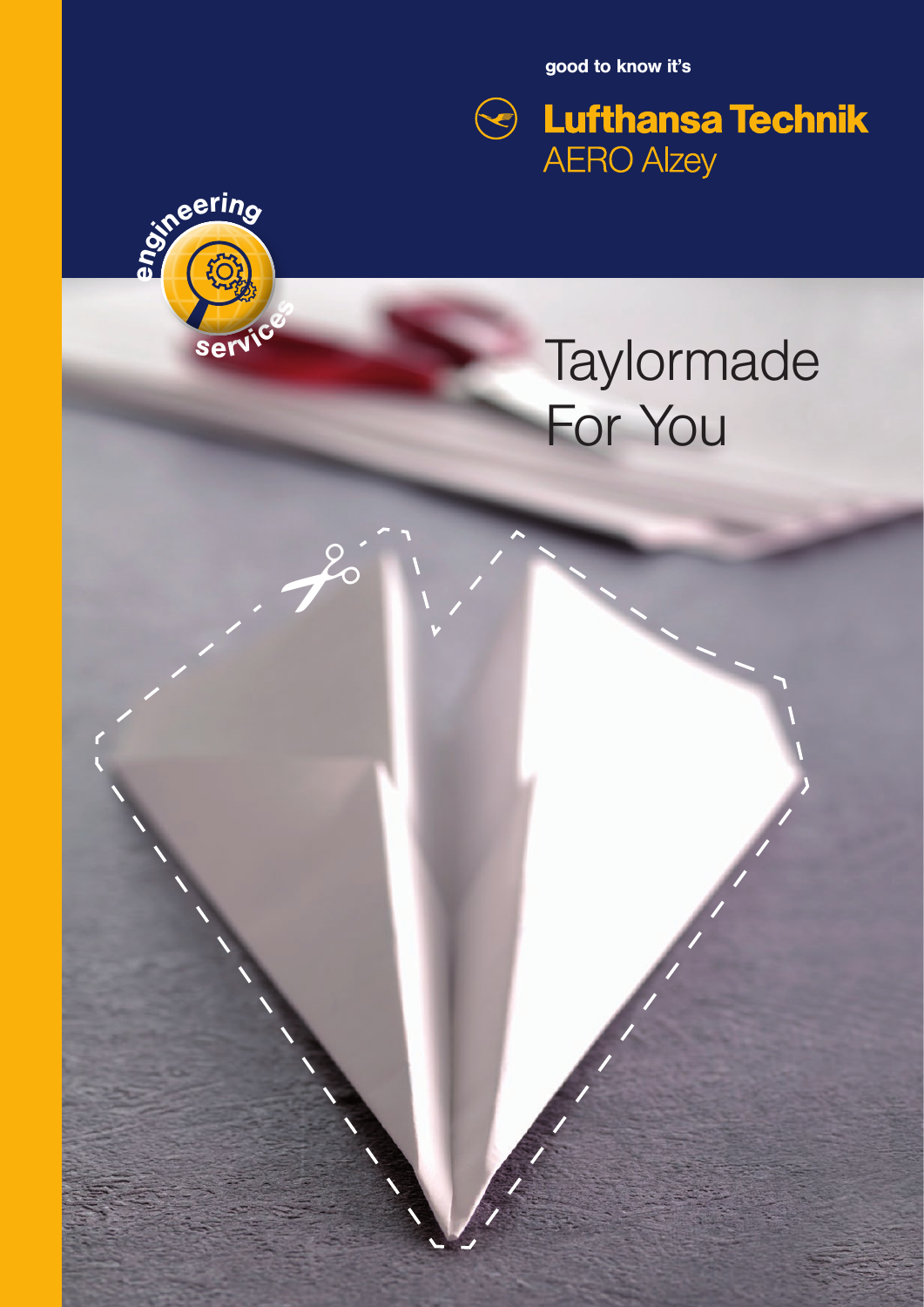good to know it's

**Lufthansa Technik**
AERO Alzey

engineering services

# Taylormade For You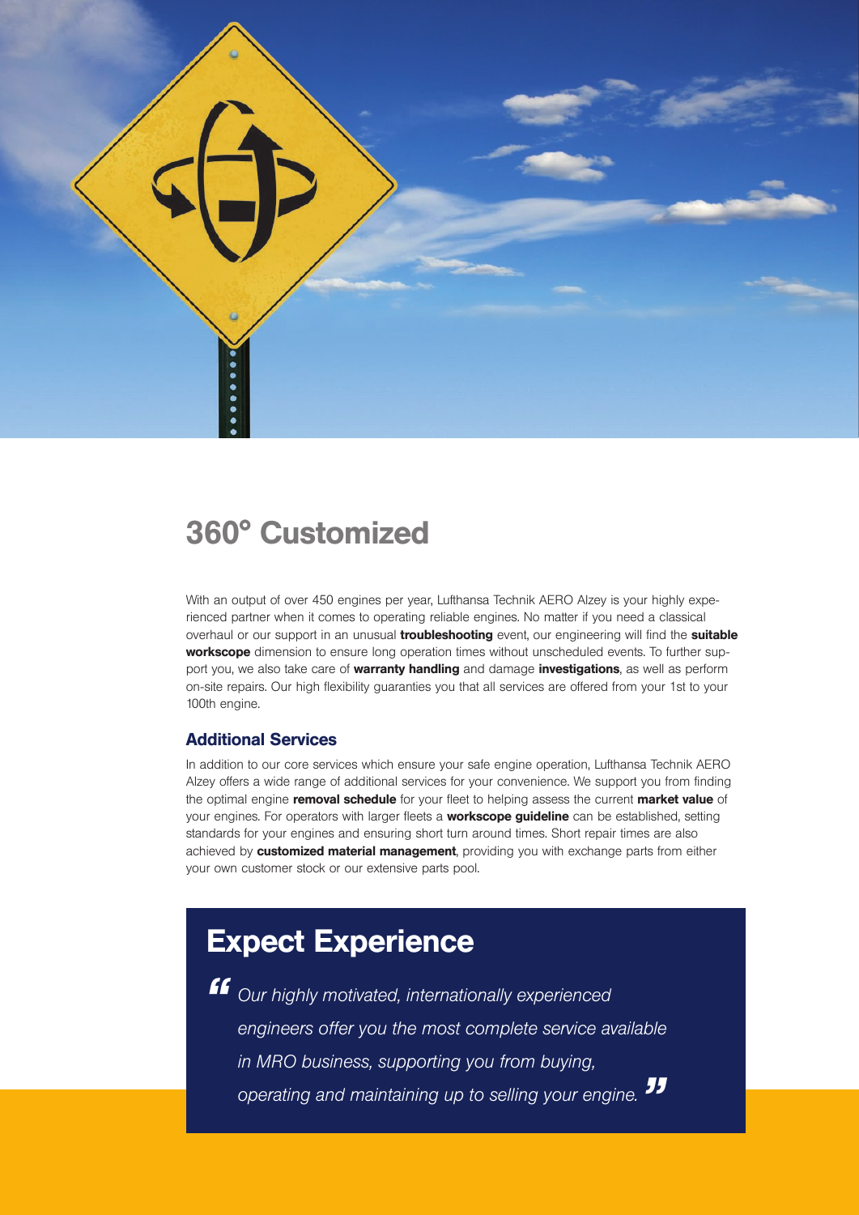## 360° Customized

With an output of over 450 engines per year, Lufthansa Technik AERO Alzey is your highly experienced partner when it comes to operating reliable engines. No matter if you need a classical overhaul or our support in an unusual **troubleshooting** event, our engineering will find the **suitable workscope** dimension to ensure long operation times without unscheduled events. To further support you, we also take care of **warranty handling** and damage **investigations**, as well as perform on-site repairs. Our high flexibility guarantees you that all services are offered from your 1st to your 100th engine.

### Additional Services

In addition to our core services which ensure your safe engine operation, Lufthansa Technik AERO Alzey offers a wide range of additional services for your convenience. We support you from finding the optimal engine **removal schedule** for your fleet to helping assess the current **market value** of your engines. For operators with larger fleets a **workscope guideline** can be established, setting standards for your engines and ensuring short turn around times. Short repair times are also achieved by **customized material management**, providing you with exchange parts from either your own customer stock or our extensive parts pool.

## Expect Experience

*"Our highly motivated, internationally experienced engineers offer you the most complete service available in MRO business, supporting you from buying, operating and maintaining up to selling your engine."*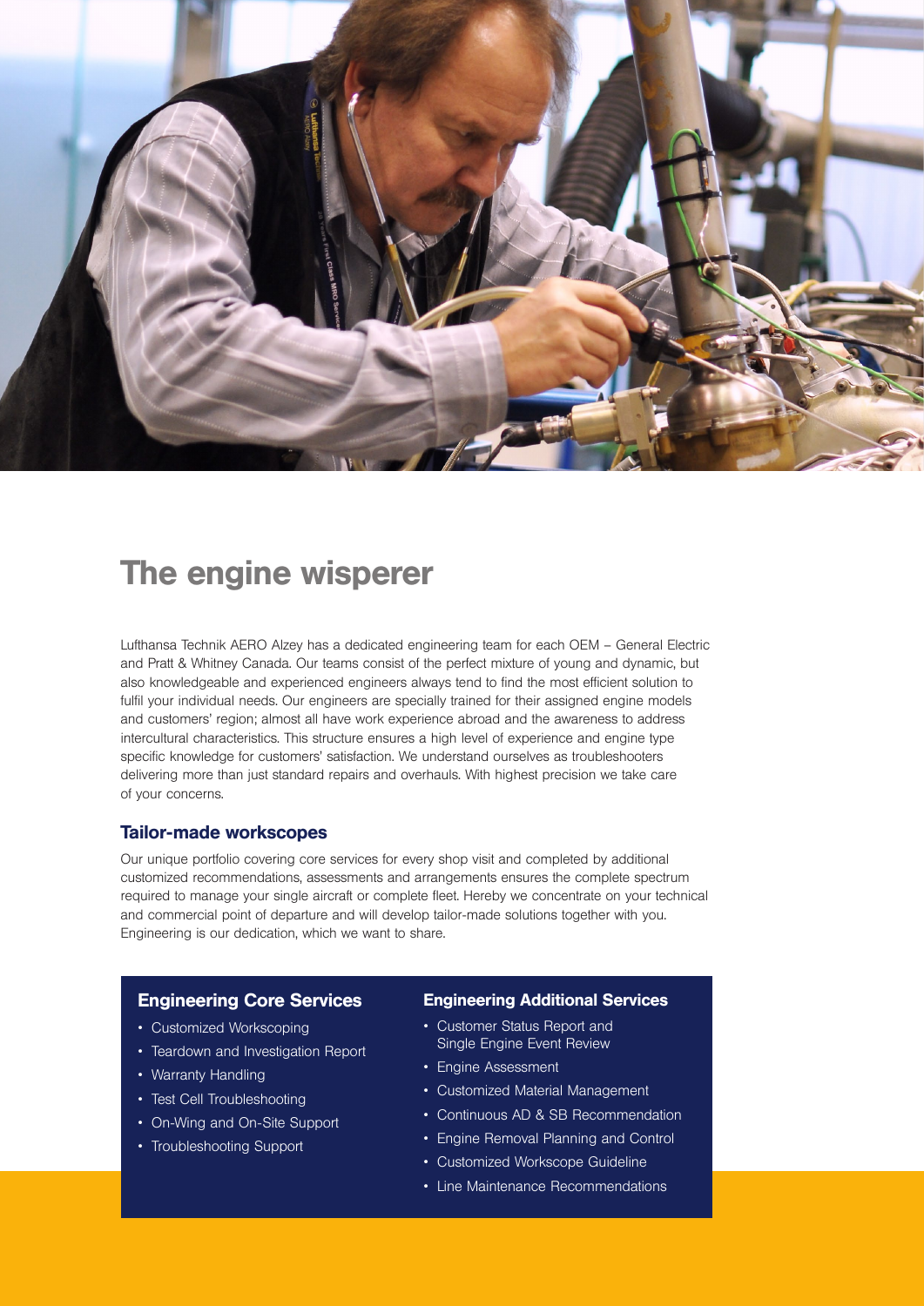# The engine wisperer

Lufthansa Technik AERO Alzey has a dedicated engineering team for each OEM – General Electric and Pratt & Whitney Canada. Our teams consist of the perfect mixture of young and dynamic, but also knowledgeable and experienced engineers always tend to find the most efficient solution to fulfil your individual needs. Our engineers are specially trained for their assigned engine models and customers' region; almost all have work experience abroad and the awareness to address intercultural characteristics. This structure ensures a high level of experience and engine type specific knowledge for customers' satisfaction. We understand ourselves as troubleshooters delivering more than just standard repairs and overhauls. With highest precision we take care of your concerns.

## Tailor-made workscopes

Our unique portfolio covering core services for every shop visit and completed by additional customized recommendations, assessments and arrangements ensures the complete spectrum required to manage your single aircraft or complete fleet. Hereby we concentrate on your technical and commercial point of departure and will develop tailor-made solutions together with you. Engineering is our dedication, which we want to share.

### Engineering Core Services

- Customized Workscoping
- Teardown and Investigation Report
- Warranty Handling
- Test Cell Troubleshooting
- On-Wing and On-Site Support
- Troubleshooting Support

### Engineering Additional Services

- Customer Status Report and Single Engine Event Review
- Engine Assessment
- Customized Material Management
- Continuous AD & SB Recommendation
- Engine Removal Planning and Control
- Customized Workscope Guideline
- Line Maintenance Recommendations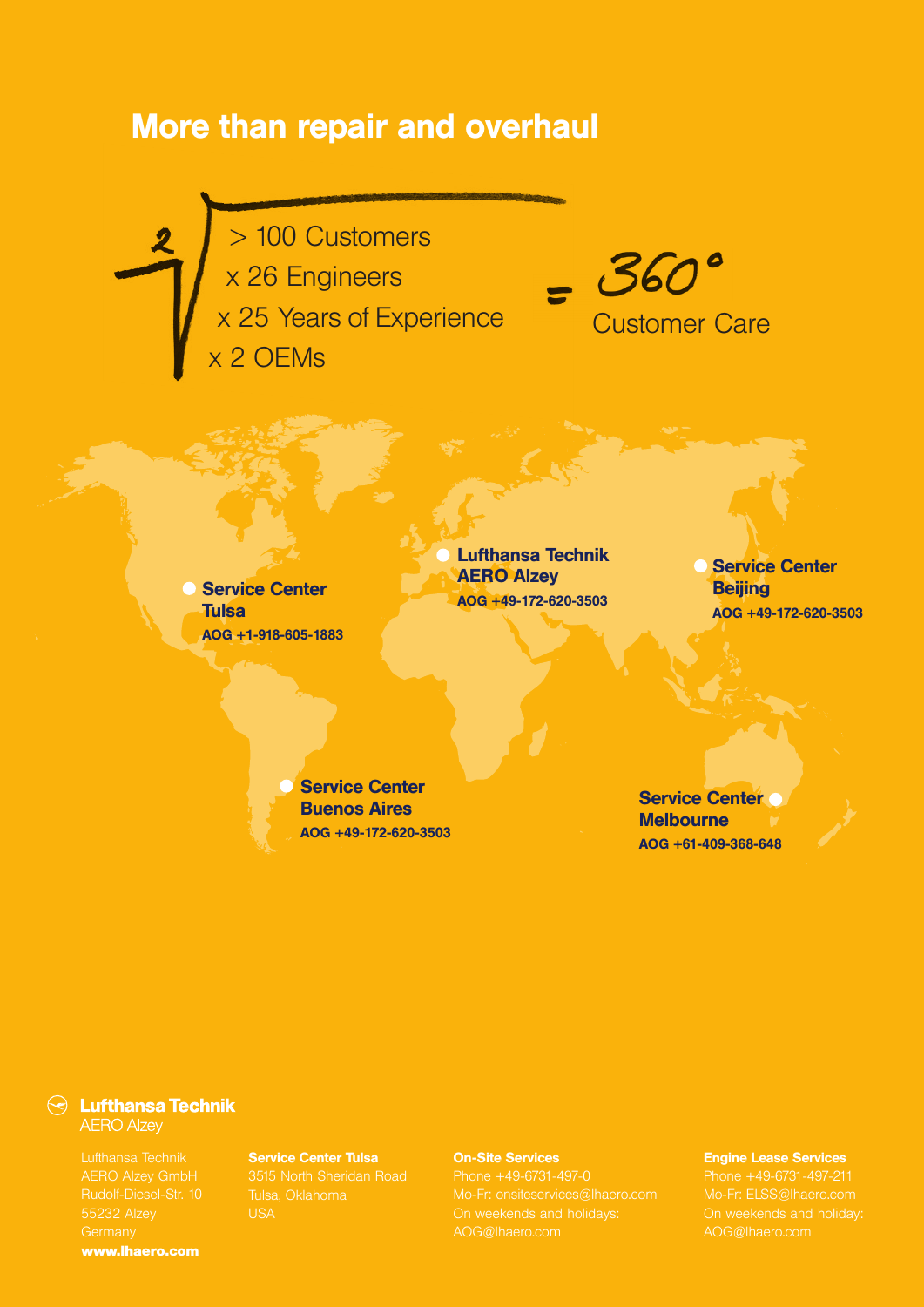# More than repair and overhaul

$$\sqrt[2]{> 100 \text{ Customers} \times 26 \text{ Engineers} \times 25 \text{ Years of Experience} \times 2 \text{ OEMs}} = 360°$$

Customer Care

**Service Center Tulsa**
**AOG +1-918-605-1883**

**Lufthansa Technik AERO Alzey**
**AOG +49-172-620-3503**

**Service Center Beijing**
**AOG +49-172-620-3503**

**Service Center Buenos Aires**
**AOG +49-172-620-3503**

**Service Center Melbourne**
**AOG +61-409-368-648**

**Lufthansa Technik**
AERO Alzey

Lufthansa Technik
AERO Alzey GmbH
Rudolf-Diesel-Str. 10
55232 Alzey
Germany
**www.lhaero.com**

**Service Center Tulsa**
3515 North Sheridan Road
Tulsa, Oklahoma
USA

**On-Site Services**
Phone +49-6731-497-0
Mo-Fr: onsiteservices@lhaero.com
On weekends and holidays:
AOG@lhaero.com

**Engine Lease Services**
Phone +49-6731-497-211
Mo-Fr: ELSS@lhaero.com
On weekends and holiday:
AOG@lhaero.com